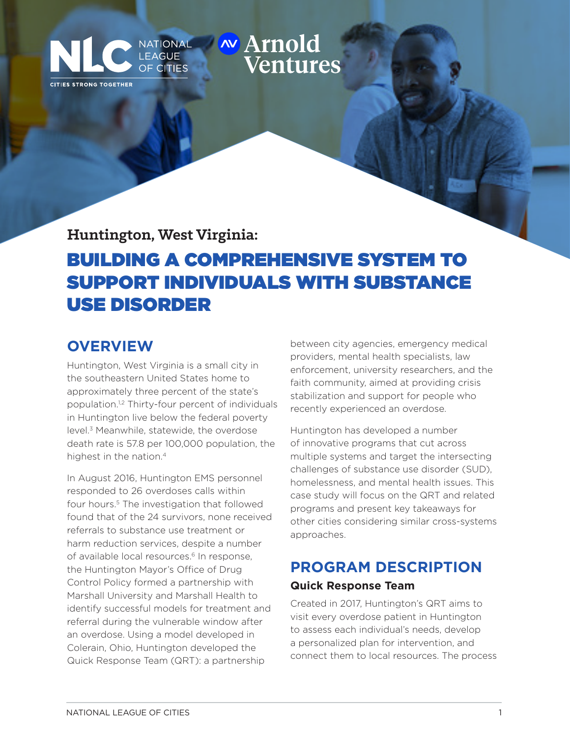NATIONAL LEAGUE OF CITIES

CITIES STRONG TOGETHER

Arnold Ventures

## Huntington, West Virginia:

# BUILDING A COMPREHENSIVE SYSTEM TO SUPPORT INDIVIDUALS WITH SUBSTANCE USE DISORDER

## OVERVIEW

Huntington, West Virginia is a small city in the southeastern United States home to approximately three percent of the state's population.[1,2] Thirty-four percent of individuals in Huntington live below the federal poverty level.[3] Meanwhile, statewide, the overdose death rate is 57.8 per 100,000 population, the highest in the nation.[4]

In August 2016, Huntington EMS personnel responded to 26 overdoses calls within four hours.[5] The investigation that followed found that of the 24 survivors, none received referrals to substance use treatment or harm reduction services, despite a number of available local resources.[6] In response, the Huntington Mayor's Office of Drug Control Policy formed a partnership with Marshall University and Marshall Health to identify successful models for treatment and referral during the vulnerable window after an overdose. Using a model developed in Colerain, Ohio, Huntington developed the Quick Response Team (QRT): a partnership between city agencies, emergency medical providers, mental health specialists, law enforcement, university researchers, and the faith community, aimed at providing crisis stabilization and support for people who recently experienced an overdose.

Huntington has developed a number of innovative programs that cut across multiple systems and target the intersecting challenges of substance use disorder (SUD), homelessness, and mental health issues. This case study will focus on the QRT and related programs and present key takeaways for other cities considering similar cross-systems approaches.

## PROGRAM DESCRIPTION

### Quick Response Team

Created in 2017, Huntington's QRT aims to visit every overdose patient in Huntington to assess each individual's needs, develop a personalized plan for intervention, and connect them to local resources. The process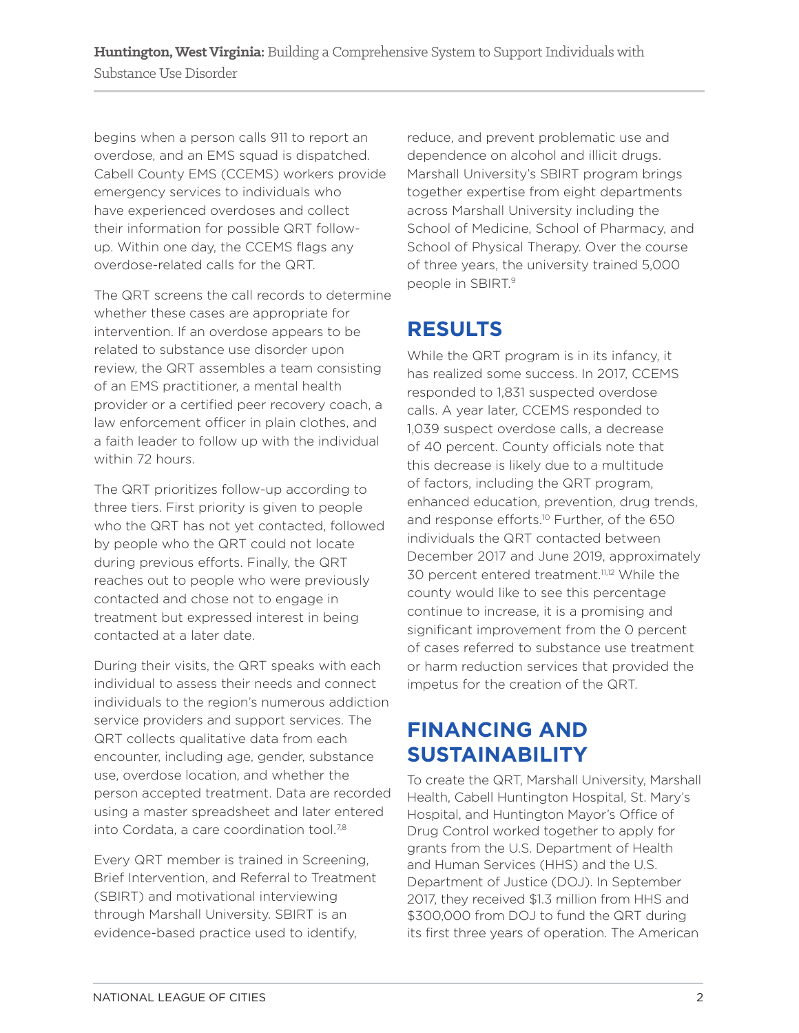begins when a person calls 911 to report an overdose, and an EMS squad is dispatched. Cabell County EMS (CCEMS) workers provide emergency services to individuals who have experienced overdoses and collect their information for possible QRT follow-up. Within one day, the CCEMS flags any overdose-related calls for the QRT.

The QRT screens the call records to determine whether these cases are appropriate for intervention. If an overdose appears to be related to substance use disorder upon review, the QRT assembles a team consisting of an EMS practitioner, a mental health provider or a certified peer recovery coach, a law enforcement officer in plain clothes, and a faith leader to follow up with the individual within 72 hours.

The QRT prioritizes follow-up according to three tiers. First priority is given to people who the QRT has not yet contacted, followed by people who the QRT could not locate during previous efforts. Finally, the QRT reaches out to people who were previously contacted and chose not to engage in treatment but expressed interest in being contacted at a later date.

During their visits, the QRT speaks with each individual to assess their needs and connect individuals to the region's numerous addiction service providers and support services. The QRT collects qualitative data from each encounter, including age, gender, substance use, overdose location, and whether the person accepted treatment. Data are recorded using a master spreadsheet and later entered into Cordata, a care coordination tool.[7,8]

Every QRT member is trained in Screening, Brief Intervention, and Referral to Treatment (SBIRT) and motivational interviewing through Marshall University. SBIRT is an evidence-based practice used to identify, reduce, and prevent problematic use and dependence on alcohol and illicit drugs. Marshall University's SBIRT program brings together expertise from eight departments across Marshall University including the School of Medicine, School of Pharmacy, and School of Physical Therapy. Over the course of three years, the university trained 5,000 people in SBIRT.[9]

## RESULTS

While the QRT program is in its infancy, it has realized some success. In 2017, CCEMS responded to 1,831 suspected overdose calls. A year later, CCEMS responded to 1,039 suspect overdose calls, a decrease of 40 percent. County officials note that this decrease is likely due to a multitude of factors, including the QRT program, enhanced education, prevention, drug trends, and response efforts.[10] Further, of the 650 individuals the QRT contacted between December 2017 and June 2019, approximately 30 percent entered treatment.[11,12] While the county would like to see this percentage continue to increase, it is a promising and significant improvement from the 0 percent of cases referred to substance use treatment or harm reduction services that provided the impetus for the creation of the QRT.

## FINANCING AND SUSTAINABILITY

To create the QRT, Marshall University, Marshall Health, Cabell Huntington Hospital, St. Mary's Hospital, and Huntington Mayor's Office of Drug Control worked together to apply for grants from the U.S. Department of Health and Human Services (HHS) and the U.S. Department of Justice (DOJ). In September 2017, they received $1.3 million from HHS and $300,000 from DOJ to fund the QRT during its first three years of operation. The American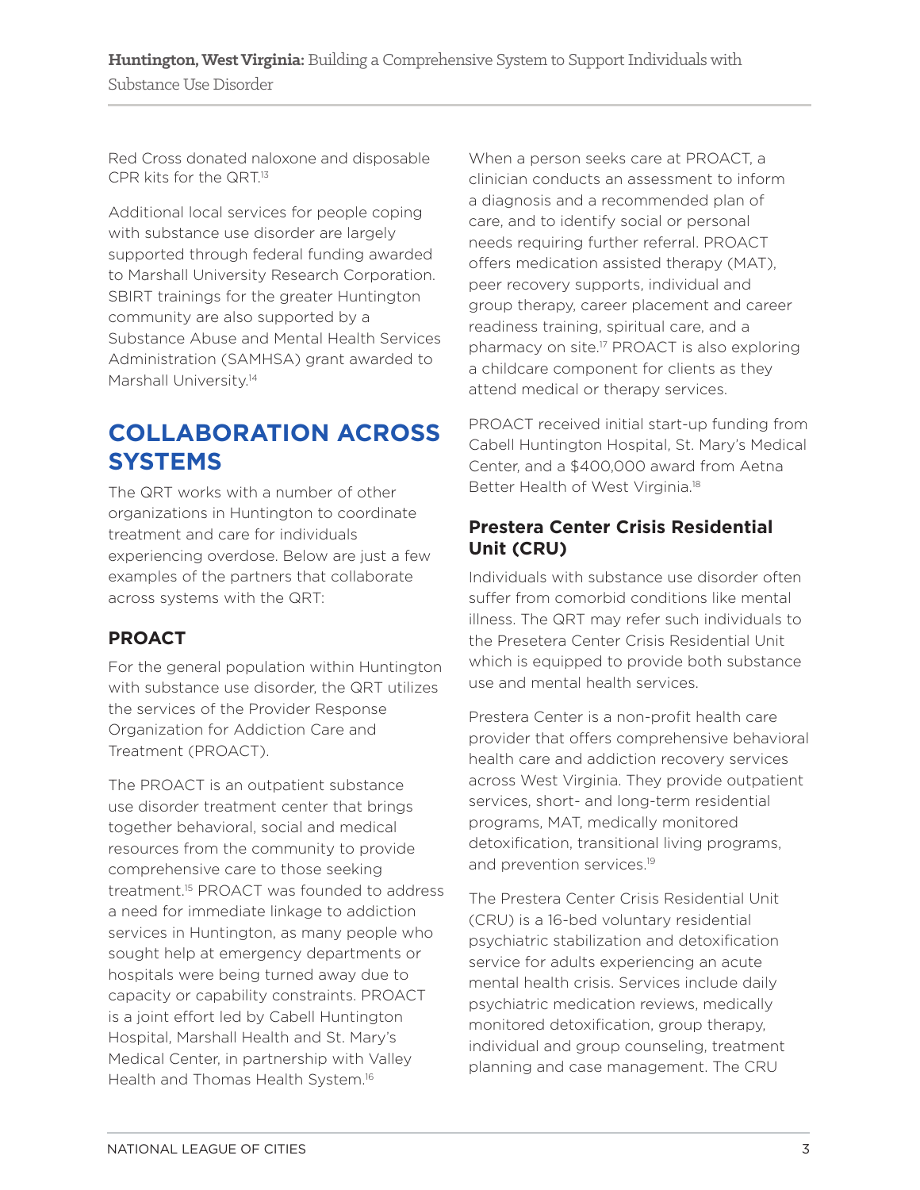Red Cross donated naloxone and disposable CPR kits for the QRT.[13]

Additional local services for people coping with substance use disorder are largely supported through federal funding awarded to Marshall University Research Corporation. SBIRT trainings for the greater Huntington community are also supported by a Substance Abuse and Mental Health Services Administration (SAMHSA) grant awarded to Marshall University.[14]

## COLLABORATION ACROSS SYSTEMS

The QRT works with a number of other organizations in Huntington to coordinate treatment and care for individuals experiencing overdose. Below are just a few examples of the partners that collaborate across systems with the QRT:

### PROACT

For the general population within Huntington with substance use disorder, the QRT utilizes the services of the Provider Response Organization for Addiction Care and Treatment (PROACT).

The PROACT is an outpatient substance use disorder treatment center that brings together behavioral, social and medical resources from the community to provide comprehensive care to those seeking treatment.[15] PROACT was founded to address a need for immediate linkage to addiction services in Huntington, as many people who sought help at emergency departments or hospitals were being turned away due to capacity or capability constraints. PROACT is a joint effort led by Cabell Huntington Hospital, Marshall Health and St. Mary's Medical Center, in partnership with Valley Health and Thomas Health System.[16]

When a person seeks care at PROACT, a clinician conducts an assessment to inform a diagnosis and a recommended plan of care, and to identify social or personal needs requiring further referral. PROACT offers medication assisted therapy (MAT), peer recovery supports, individual and group therapy, career placement and career readiness training, spiritual care, and a pharmacy on site.[17] PROACT is also exploring a childcare component for clients as they attend medical or therapy services.

PROACT received initial start-up funding from Cabell Huntington Hospital, St. Mary's Medical Center, and a $400,000 award from Aetna Better Health of West Virginia.[18]

### Prestera Center Crisis Residential Unit (CRU)

Individuals with substance use disorder often suffer from comorbid conditions like mental illness. The QRT may refer such individuals to the Presetera Center Crisis Residential Unit which is equipped to provide both substance use and mental health services.

Prestera Center is a non-profit health care provider that offers comprehensive behavioral health care and addiction recovery services across West Virginia. They provide outpatient services, short- and long-term residential programs, MAT, medically monitored detoxification, transitional living programs, and prevention services.[19]

The Prestera Center Crisis Residential Unit (CRU) is a 16-bed voluntary residential psychiatric stabilization and detoxification service for adults experiencing an acute mental health crisis. Services include daily psychiatric medication reviews, medically monitored detoxification, group therapy, individual and group counseling, treatment planning and case management. The CRU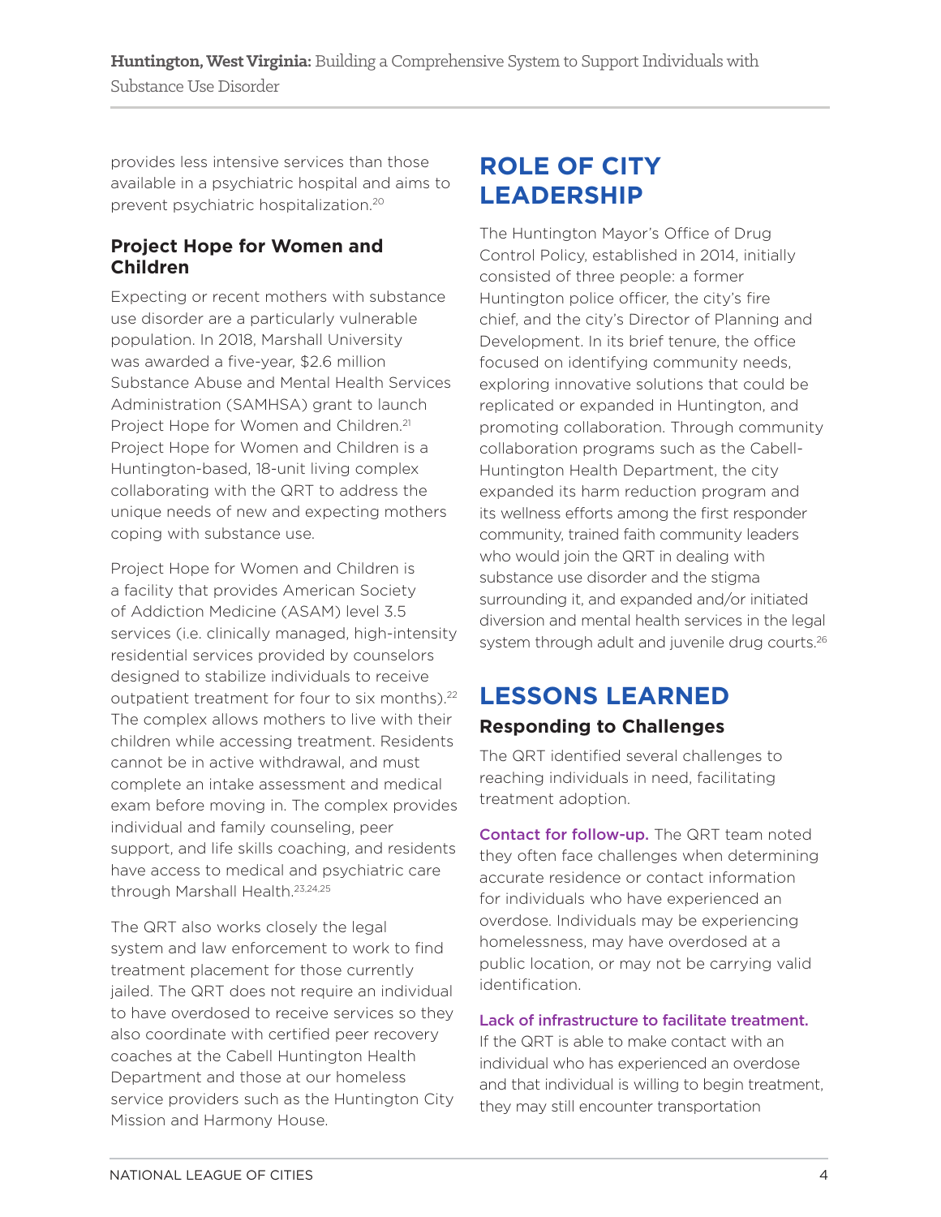provides less intensive services than those available in a psychiatric hospital and aims to prevent psychiatric hospitalization.[20]

### Project Hope for Women and Children

Expecting or recent mothers with substance use disorder are a particularly vulnerable population. In 2018, Marshall University was awarded a five-year, $2.6 million Substance Abuse and Mental Health Services Administration (SAMHSA) grant to launch Project Hope for Women and Children.[21] Project Hope for Women and Children is a Huntington-based, 18-unit living complex collaborating with the QRT to address the unique needs of new and expecting mothers coping with substance use.

Project Hope for Women and Children is a facility that provides American Society of Addiction Medicine (ASAM) level 3.5 services (i.e. clinically managed, high-intensity residential services provided by counselors designed to stabilize individuals to receive outpatient treatment for four to six months).[22] The complex allows mothers to live with their children while accessing treatment. Residents cannot be in active withdrawal, and must complete an intake assessment and medical exam before moving in. The complex provides individual and family counseling, peer support, and life skills coaching, and residents have access to medical and psychiatric care through Marshall Health.[23,24,25]

The QRT also works closely the legal system and law enforcement to work to find treatment placement for those currently jailed. The QRT does not require an individual to have overdosed to receive services so they also coordinate with certified peer recovery coaches at the Cabell Huntington Health Department and those at our homeless service providers such as the Huntington City Mission and Harmony House.

## ROLE OF CITY LEADERSHIP

The Huntington Mayor's Office of Drug Control Policy, established in 2014, initially consisted of three people: a former Huntington police officer, the city's fire chief, and the city's Director of Planning and Development. In its brief tenure, the office focused on identifying community needs, exploring innovative solutions that could be replicated or expanded in Huntington, and promoting collaboration. Through community collaboration programs such as the Cabell-Huntington Health Department, the city expanded its harm reduction program and its wellness efforts among the first responder community, trained faith community leaders who would join the QRT in dealing with substance use disorder and the stigma surrounding it, and expanded and/or initiated diversion and mental health services in the legal system through adult and juvenile drug courts.[26]

## LESSONS LEARNED

### Responding to Challenges

The QRT identified several challenges to reaching individuals in need, facilitating treatment adoption.

**Contact for follow-up.** The QRT team noted they often face challenges when determining accurate residence or contact information for individuals who have experienced an overdose. Individuals may be experiencing homelessness, may have overdosed at a public location, or may not be carrying valid identification.

**Lack of infrastructure to facilitate treatment.** If the QRT is able to make contact with an individual who has experienced an overdose and that individual is willing to begin treatment, they may still encounter transportation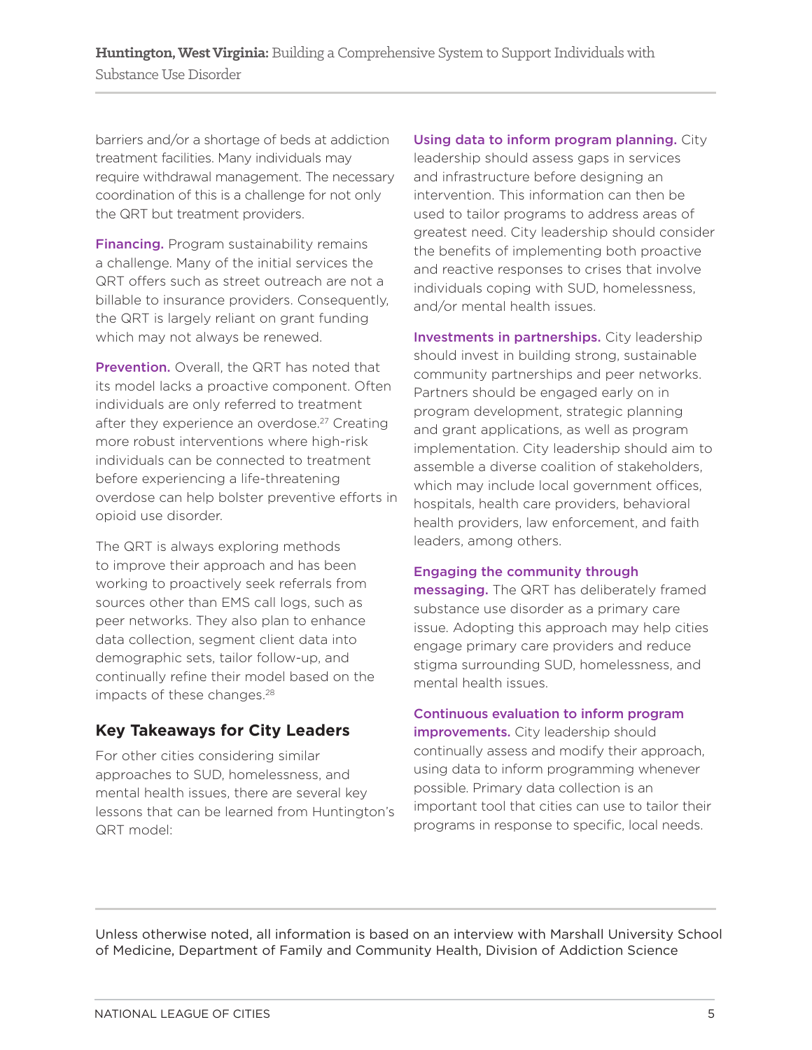barriers and/or a shortage of beds at addiction treatment facilities. Many individuals may require withdrawal management. The necessary coordination of this is a challenge for not only the QRT but treatment providers.

**Financing.** Program sustainability remains a challenge. Many of the initial services the QRT offers such as street outreach are not a billable to insurance providers. Consequently, the QRT is largely reliant on grant funding which may not always be renewed.

**Prevention.** Overall, the QRT has noted that its model lacks a proactive component. Often individuals are only referred to treatment after they experience an overdose.[27] Creating more robust interventions where high-risk individuals can be connected to treatment before experiencing a life-threatening overdose can help bolster preventive efforts in opioid use disorder.

The QRT is always exploring methods to improve their approach and has been working to proactively seek referrals from sources other than EMS call logs, such as peer networks. They also plan to enhance data collection, segment client data into demographic sets, tailor follow-up, and continually refine their model based on the impacts of these changes.[28]

## Key Takeaways for City Leaders

For other cities considering similar approaches to SUD, homelessness, and mental health issues, there are several key lessons that can be learned from Huntington's QRT model:

**Using data to inform program planning.** City leadership should assess gaps in services and infrastructure before designing an intervention. This information can then be used to tailor programs to address areas of greatest need. City leadership should consider the benefits of implementing both proactive and reactive responses to crises that involve individuals coping with SUD, homelessness, and/or mental health issues.

**Investments in partnerships.** City leadership should invest in building strong, sustainable community partnerships and peer networks. Partners should be engaged early on in program development, strategic planning and grant applications, as well as program implementation. City leadership should aim to assemble a diverse coalition of stakeholders, which may include local government offices, hospitals, health care providers, behavioral health providers, law enforcement, and faith leaders, among others.

**Engaging the community through messaging.** The QRT has deliberately framed substance use disorder as a primary care issue. Adopting this approach may help cities engage primary care providers and reduce stigma surrounding SUD, homelessness, and mental health issues.

**Continuous evaluation to inform program improvements.** City leadership should continually assess and modify their approach, using data to inform programming whenever possible. Primary data collection is an important tool that cities can use to tailor their programs in response to specific, local needs.

---

Unless otherwise noted, all information is based on an interview with Marshall University School of Medicine, Department of Family and Community Health, Division of Addiction Science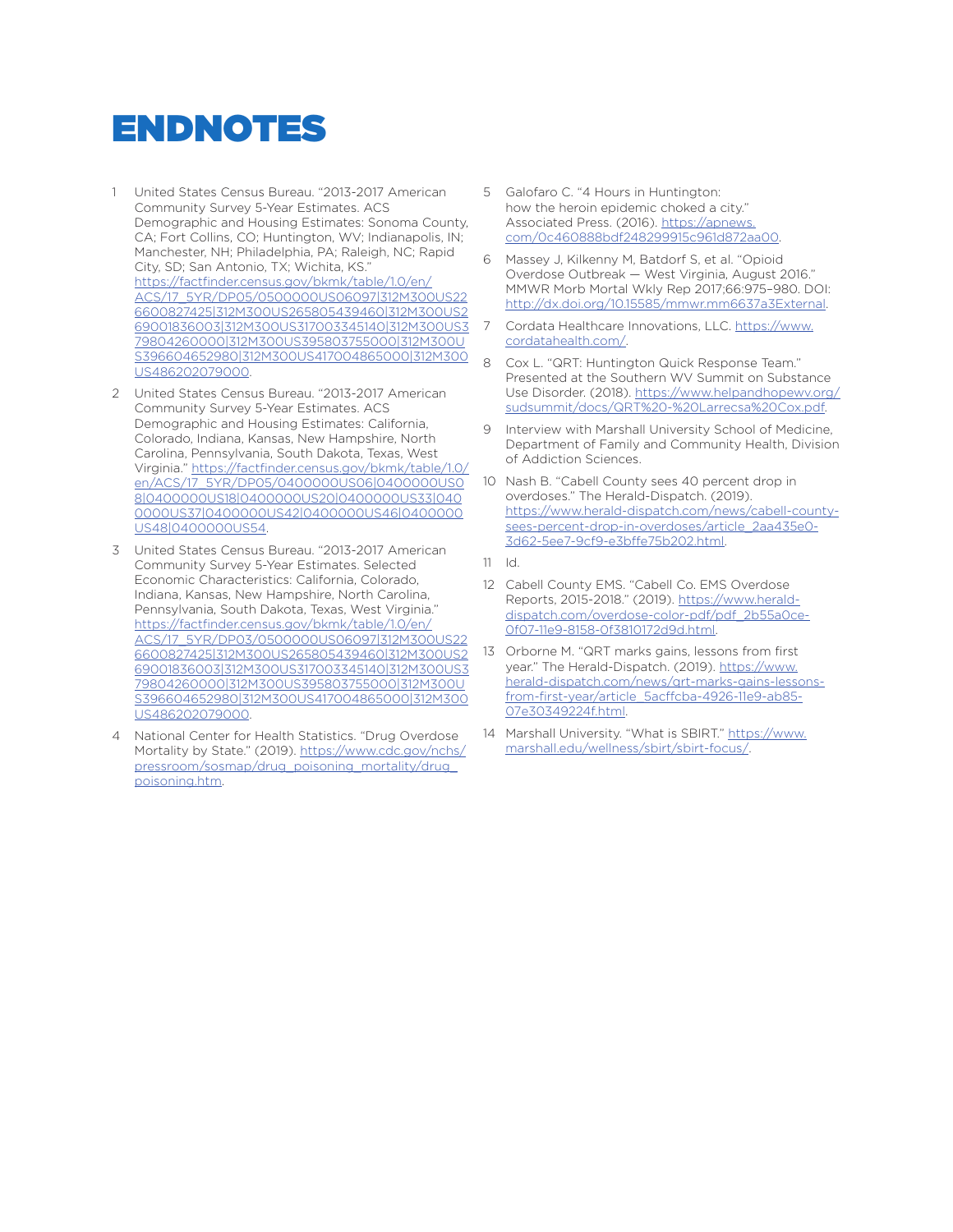# ENDNOTES

1. United States Census Bureau. "2013-2017 American Community Survey 5-Year Estimates. ACS Demographic and Housing Estimates: Sonoma County, CA; Fort Collins, CO; Huntington, WV; Indianapolis, IN; Manchester, NH; Philadelphia, PA; Raleigh, NC; Rapid City, SD; San Antonio, TX; Wichita, KS." https://factfinder.census.gov/bkmk/table/1.0/en/ACS/17_5YR/DP05/0500000US06097|312M300US226600827425|312M300US265805439460|312M300US269001836003|312M300US317003345140|312M300US379804260000|312M300US395803755000|312M300US396604652980|312M300US417004865000|312M300US486202079000.

2. United States Census Bureau. "2013-2017 American Community Survey 5-Year Estimates. ACS Demographic and Housing Estimates: California, Colorado, Indiana, Kansas, New Hampshire, North Carolina, Pennsylvania, South Dakota, Texas, West Virginia." https://factfinder.census.gov/bkmk/table/1.0/en/ACS/17_5YR/DP05/0400000US06|0400000US08|0400000US18|0400000US20|0400000US33|0400000US37|0400000US42|0400000US46|0400000US48|0400000US54.

3. United States Census Bureau. "2013-2017 American Community Survey 5-Year Estimates. Selected Economic Characteristics: California, Colorado, Indiana, Kansas, New Hampshire, North Carolina, Pennsylvania, South Dakota, Texas, West Virginia." https://factfinder.census.gov/bkmk/table/1.0/en/ACS/17_5YR/DP03/0500000US06097|312M300US226600827425|312M300US265805439460|312M300US269001836003|312M300US317003345140|312M300US379804260000|312M300US395803755000|312M300US396604652980|312M300US417004865000|312M300US486202079000.

4. National Center for Health Statistics. "Drug Overdose Mortality by State." (2019). https://www.cdc.gov/nchs/pressroom/sosmap/drug_poisoning_mortality/drug_poisoning.htm.

5. Galofaro C. "4 Hours in Huntington: how the heroin epidemic choked a city." Associated Press. (2016). https://apnews.com/0c460888bdf248299915c961d872aa00.

6. Massey J, Kilkenny M, Batdorf S, et al. "Opioid Overdose Outbreak — West Virginia, August 2016." MMWR Morb Mortal Wkly Rep 2017;66:975–980. DOI: http://dx.doi.org/10.15585/mmwr.mm6637a3External.

7. Cordata Healthcare Innovations, LLC. https://www.cordatahealth.com/.

8. Cox L. "QRT: Huntington Quick Response Team." Presented at the Southern WV Summit on Substance Use Disorder. (2018). https://www.helpandhopewv.org/sudsummit/docs/QRT%20-%20Larrecsa%20Cox.pdf.

9. Interview with Marshall University School of Medicine, Department of Family and Community Health, Division of Addiction Sciences.

10. Nash B. "Cabell County sees 40 percent drop in overdoses." The Herald-Dispatch. (2019). https://www.herald-dispatch.com/news/cabell-county-sees-percent-drop-in-overdoses/article_2aa435e0-3d62-5ee7-9cf9-e3bffe75b202.html.

11. Id.

12. Cabell County EMS. "Cabell Co. EMS Overdose Reports, 2015-2018." (2019). https://www.herald-dispatch.com/overdose-color-pdf/pdf_2b55a0ce-0f07-11e9-8158-0f3810172d9d.html.

13. Orborne M. "QRT marks gains, lessons from first year." The Herald-Dispatch. (2019). https://www.herald-dispatch.com/news/qrt-marks-gains-lessons-from-first-year/article_5acffcba-4926-11e9-ab85-07e30349224f.html.

14. Marshall University. "What is SBIRT." https://www.marshall.edu/wellness/sbirt/sbirt-focus/.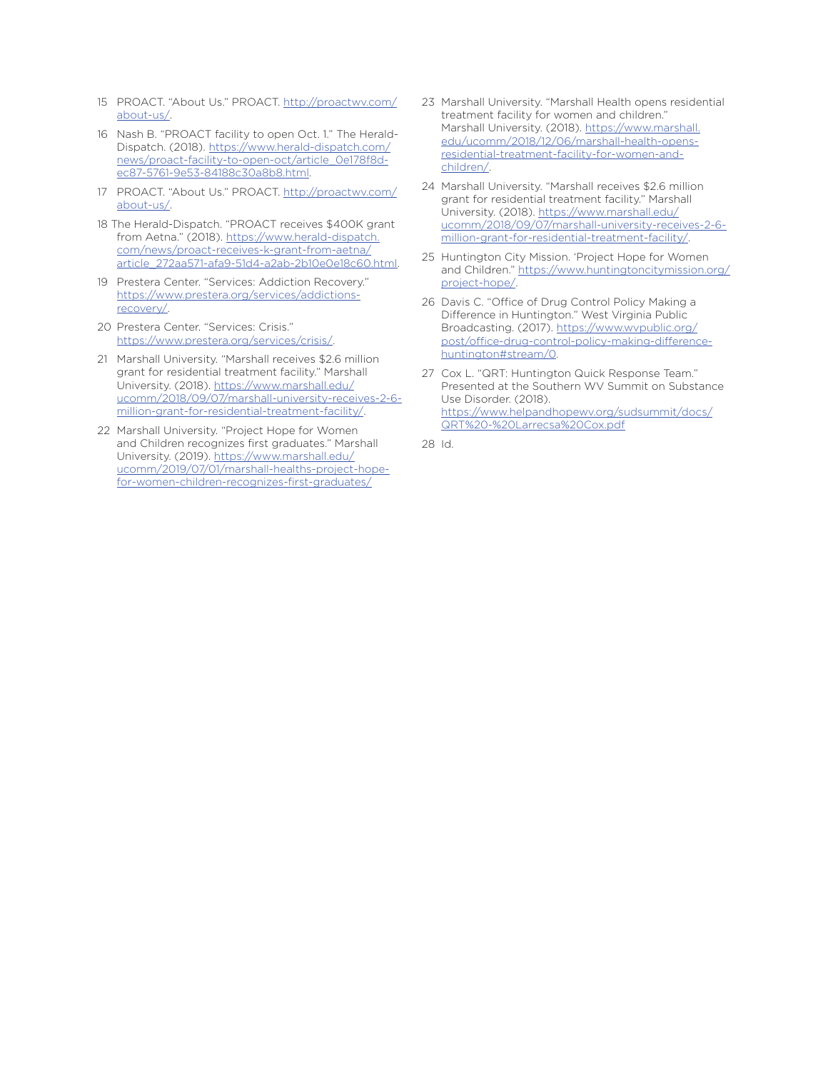15 PROACT. "About Us." PROACT. http://proactwv.com/about-us/.

16 Nash B. "PROACT facility to open Oct. 1." The Herald-Dispatch. (2018). https://www.herald-dispatch.com/news/proact-facility-to-open-oct/article_0e178f8d-ec87-5761-9e53-84188c30a8b8.html.

17 PROACT. "About Us." PROACT. http://proactwv.com/about-us/.

18 The Herald-Dispatch. "PROACT receives $400K grant from Aetna." (2018). https://www.herald-dispatch.com/news/proact-receives-k-grant-from-aetna/article_272aa571-afa9-51d4-a2ab-2b10e0e18c60.html.

19 Prestera Center. "Services: Addiction Recovery." https://www.prestera.org/services/addictions-recovery/.

20 Prestera Center. "Services: Crisis." https://www.prestera.org/services/crisis/.

21 Marshall University. "Marshall receives $2.6 million grant for residential treatment facility." Marshall University. (2018). https://www.marshall.edu/ucomm/2018/09/07/marshall-university-receives-2-6-million-grant-for-residential-treatment-facility/.

22 Marshall University. "Project Hope for Women and Children recognizes first graduates." Marshall University. (2019). https://www.marshall.edu/ucomm/2019/07/01/marshall-healths-project-hope-for-women-children-recognizes-first-graduates/

23 Marshall University. "Marshall Health opens residential treatment facility for women and children." Marshall University. (2018). https://www.marshall.edu/ucomm/2018/12/06/marshall-health-opens-residential-treatment-facility-for-women-and-children/.

24 Marshall University. "Marshall receives $2.6 million grant for residential treatment facility." Marshall University. (2018). https://www.marshall.edu/ucomm/2018/09/07/marshall-university-receives-2-6-million-grant-for-residential-treatment-facility/.

25 Huntington City Mission. 'Project Hope for Women and Children." https://www.huntingtoncitymission.org/project-hope/.

26 Davis C. "Office of Drug Control Policy Making a Difference in Huntington." West Virginia Public Broadcasting. (2017). https://www.wvpublic.org/post/office-drug-control-policy-making-difference-huntington#stream/0.

27 Cox L. "QRT: Huntington Quick Response Team." Presented at the Southern WV Summit on Substance Use Disorder. (2018). https://www.helpandhopewv.org/sudsummit/docs/QRT%20-%20Larrecsa%20Cox.pdf

28 Id.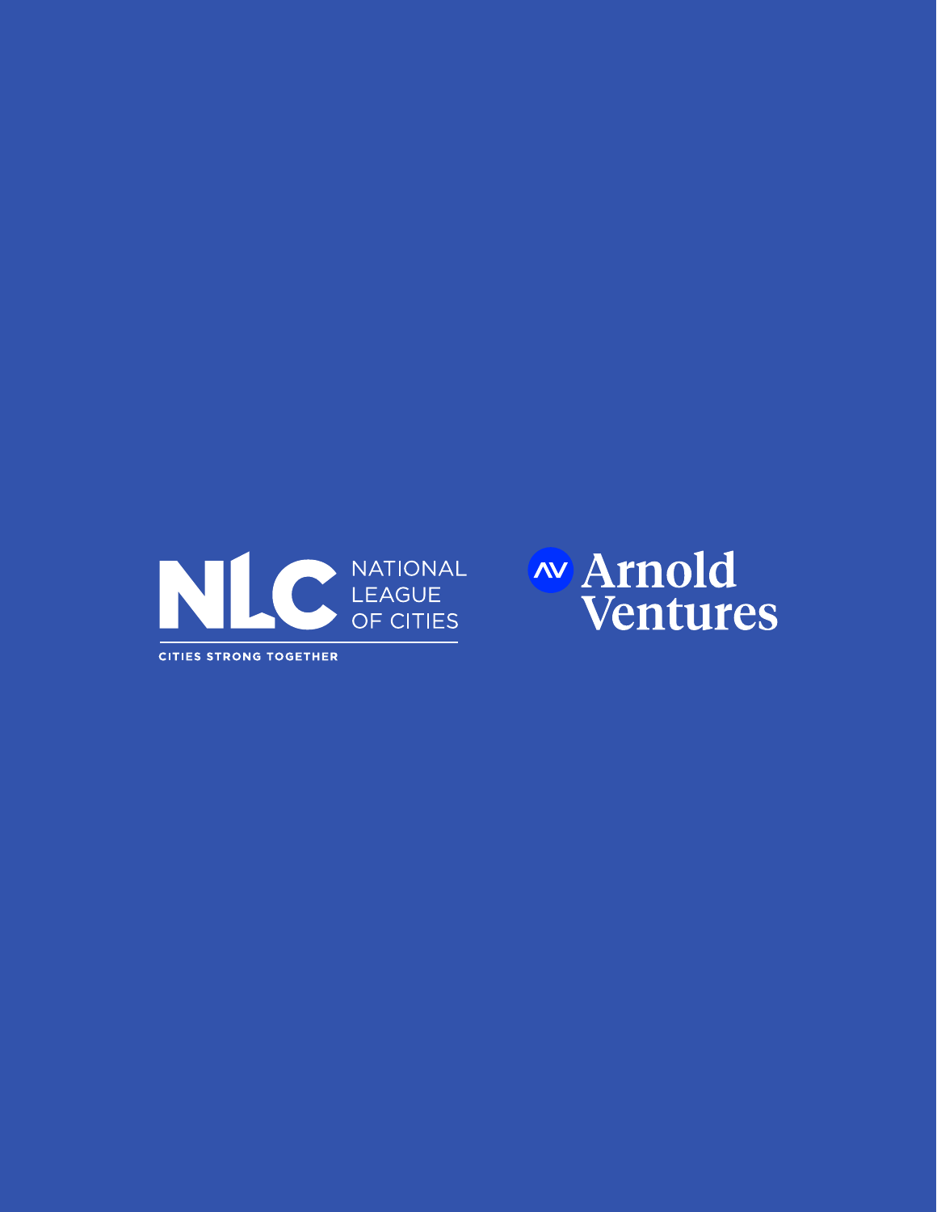NLC NATIONAL LEAGUE OF CITIES

CITIES STRONG TOGETHER

Arnold Ventures